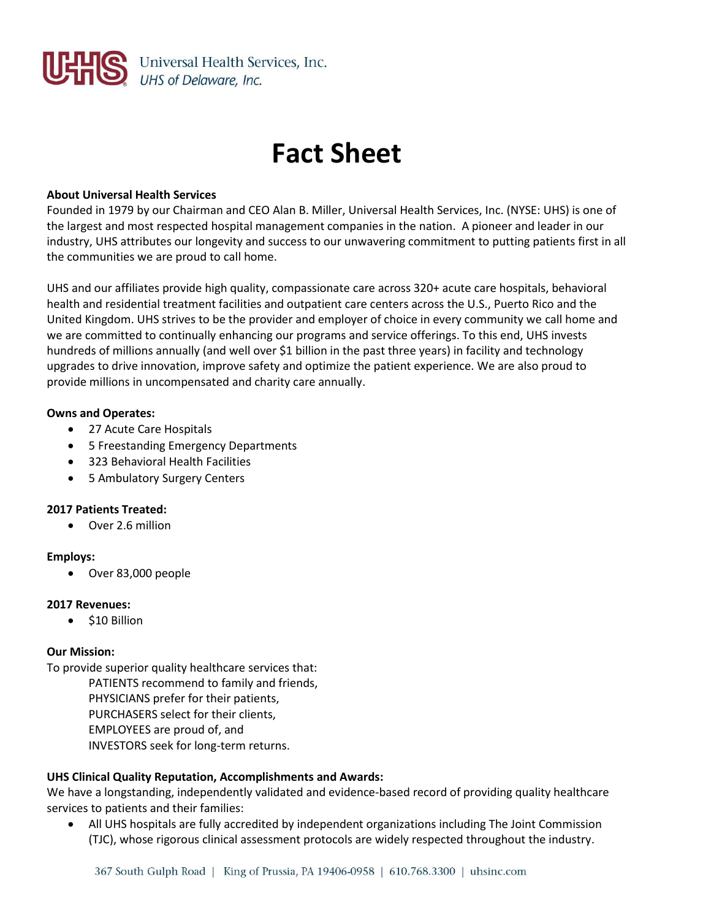Universal Health Services, Inc.
*UHS of Delaware, Inc.*

# Fact Sheet

**About Universal Health Services**

Founded in 1979 by our Chairman and CEO Alan B. Miller, Universal Health Services, Inc. (NYSE: UHS) is one of the largest and most respected hospital management companies in the nation. A pioneer and leader in our industry, UHS attributes our longevity and success to our unwavering commitment to putting patients first in all the communities we are proud to call home.

UHS and our affiliates provide high quality, compassionate care across 320+ acute care hospitals, behavioral health and residential treatment facilities and outpatient care centers across the U.S., Puerto Rico and the United Kingdom. UHS strives to be the provider and employer of choice in every community we call home and we are committed to continually enhancing our programs and service offerings. To this end, UHS invests hundreds of millions annually (and well over $1 billion in the past three years) in facility and technology upgrades to drive innovation, improve safety and optimize the patient experience. We are also proud to provide millions in uncompensated and charity care annually.

**Owns and Operates:**

- 27 Acute Care Hospitals
- 5 Freestanding Emergency Departments
- 323 Behavioral Health Facilities
- 5 Ambulatory Surgery Centers

**2017 Patients Treated:**

- Over 2.6 million

**Employs:**

- Over 83,000 people

**2017 Revenues:**

- $10 Billion

**Our Mission:**

To provide superior quality healthcare services that:

PATIENTS recommend to family and friends,
PHYSICIANS prefer for their patients,
PURCHASERS select for their clients,
EMPLOYEES are proud of, and
INVESTORS seek for long-term returns.

**UHS Clinical Quality Reputation, Accomplishments and Awards:**

We have a longstanding, independently validated and evidence-based record of providing quality healthcare services to patients and their families:

- All UHS hospitals are fully accredited by independent organizations including The Joint Commission (TJC), whose rigorous clinical assessment protocols are widely respected throughout the industry.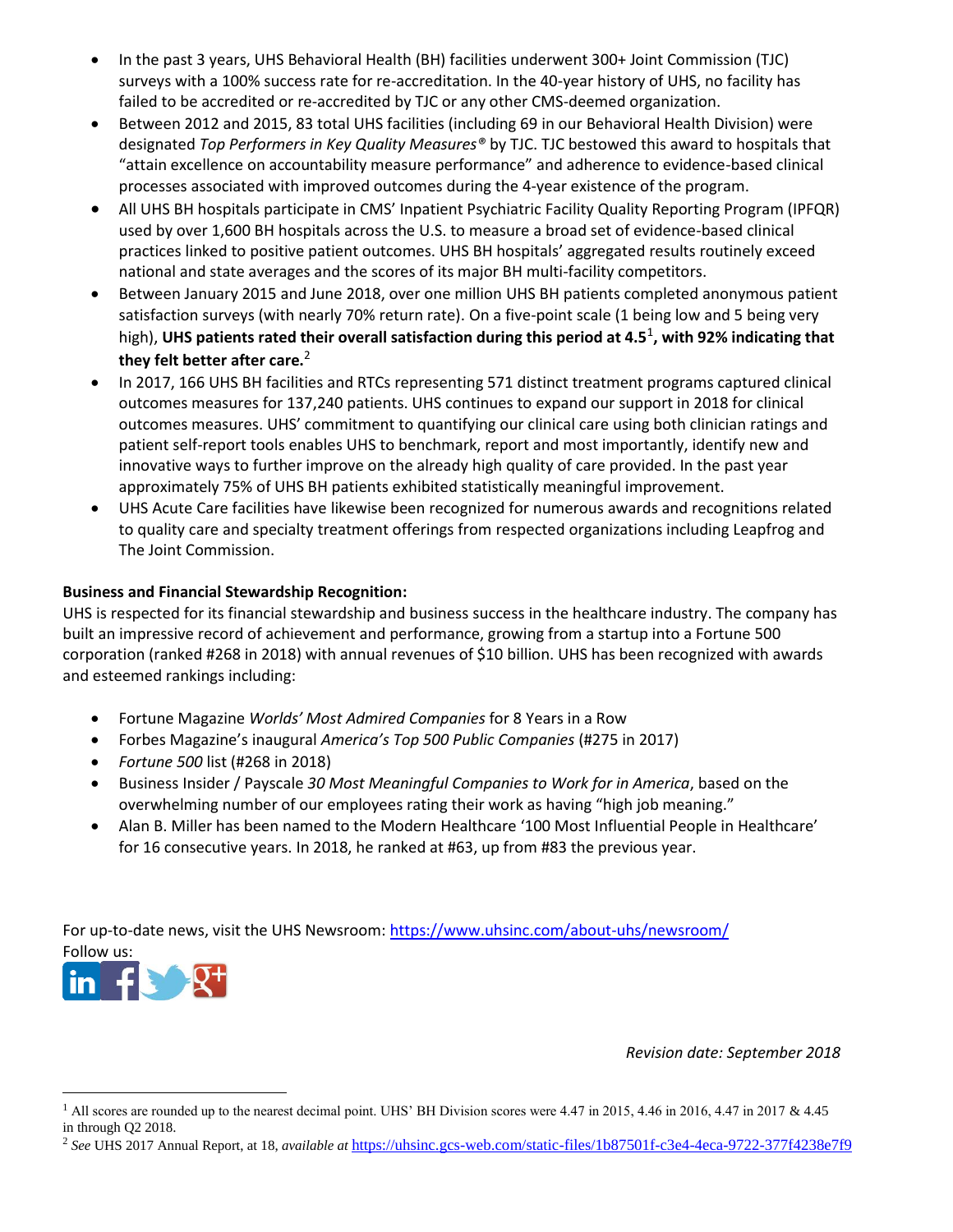- In the past 3 years, UHS Behavioral Health (BH) facilities underwent 300+ Joint Commission (TJC) surveys with a 100% success rate for re-accreditation. In the 40-year history of UHS, no facility has failed to be accredited or re-accredited by TJC or any other CMS-deemed organization.
- Between 2012 and 2015, 83 total UHS facilities (including 69 in our Behavioral Health Division) were designated *Top Performers in Key Quality Measures®* by TJC. TJC bestowed this award to hospitals that "attain excellence on accountability measure performance" and adherence to evidence-based clinical processes associated with improved outcomes during the 4-year existence of the program.
- All UHS BH hospitals participate in CMS' Inpatient Psychiatric Facility Quality Reporting Program (IPFQR) used by over 1,600 BH hospitals across the U.S. to measure a broad set of evidence-based clinical practices linked to positive patient outcomes. UHS BH hospitals' aggregated results routinely exceed national and state averages and the scores of its major BH multi-facility competitors.
- Between January 2015 and June 2018, over one million UHS BH patients completed anonymous patient satisfaction surveys (with nearly 70% return rate). On a five-point scale (1 being low and 5 being very high), **UHS patients rated their overall satisfaction during this period at 4.5**[1]**, with 92% indicating that they felt better after care.**[2]
- In 2017, 166 UHS BH facilities and RTCs representing 571 distinct treatment programs captured clinical outcomes measures for 137,240 patients. UHS continues to expand our support in 2018 for clinical outcomes measures. UHS' commitment to quantifying our clinical care using both clinician ratings and patient self-report tools enables UHS to benchmark, report and most importantly, identify new and innovative ways to further improve on the already high quality of care provided. In the past year approximately 75% of UHS BH patients exhibited statistically meaningful improvement.
- UHS Acute Care facilities have likewise been recognized for numerous awards and recognitions related to quality care and specialty treatment offerings from respected organizations including Leapfrog and The Joint Commission.

**Business and Financial Stewardship Recognition:**

UHS is respected for its financial stewardship and business success in the healthcare industry. The company has built an impressive record of achievement and performance, growing from a startup into a Fortune 500 corporation (ranked #268 in 2018) with annual revenues of $10 billion. UHS has been recognized with awards and esteemed rankings including:

- Fortune Magazine *Worlds' Most Admired Companies* for 8 Years in a Row
- Forbes Magazine's inaugural *America's Top 500 Public Companies* (#275 in 2017)
- *Fortune 500* list (#268 in 2018)
- Business Insider / Payscale *30 Most Meaningful Companies to Work for in America*, based on the overwhelming number of our employees rating their work as having "high job meaning."
- Alan B. Miller has been named to the Modern Healthcare '100 Most Influential People in Healthcare' for 16 consecutive years. In 2018, he ranked at #63, up from #83 the previous year.

For up-to-date news, visit the UHS Newsroom: https://www.uhsinc.com/about-uhs/newsroom/

Follow us:

*Revision date: September 2018*

---

[1] All scores are rounded up to the nearest decimal point. UHS' BH Division scores were 4.47 in 2015, 4.46 in 2016, 4.47 in 2017 & 4.45 in through Q2 2018.

[2] *See* UHS 2017 Annual Report, at 18, *available at* https://uhsinc.gcs-web.com/static-files/1b87501f-c3e4-4eca-9722-377f4238e7f9